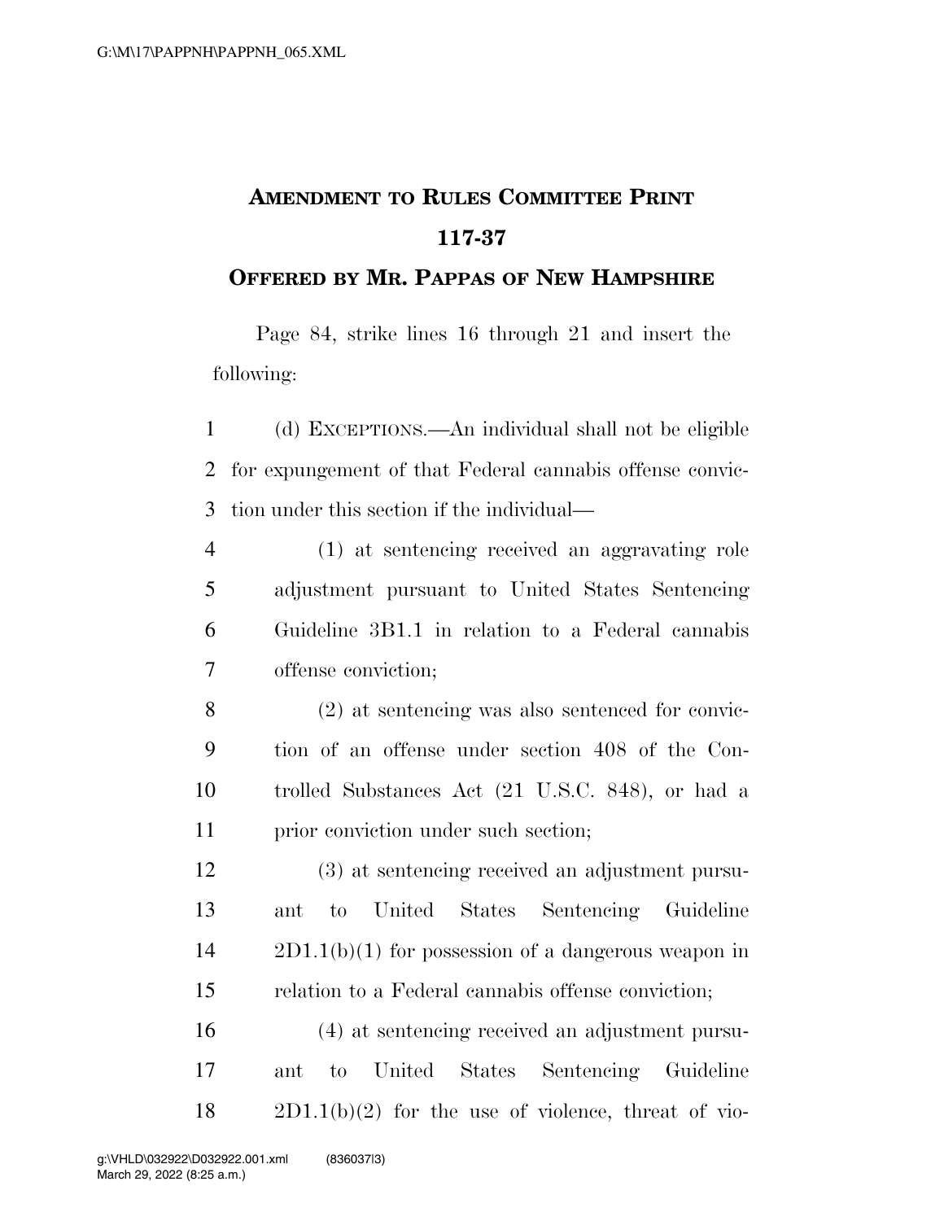# AMENDMENT TO RULES COMMITTEE PRINT 117-37

## OFFERED BY MR. PAPPAS OF NEW HAMPSHIRE

Page 84, strike lines 16 through 21 and insert the following:

1 (d) EXCEPTIONS.—An individual shall not be eligible
2 for expungement of that Federal cannabis offense convic-
3 tion under this section if the individual—

4 (1) at sentencing received an aggravating role
5 adjustment pursuant to United States Sentencing
6 Guideline 3B1.1 in relation to a Federal cannabis
7 offense conviction;

8 (2) at sentencing was also sentenced for convic-
9 tion of an offense under section 408 of the Con-
10 trolled Substances Act (21 U.S.C. 848), or had a
11 prior conviction under such section;

12 (3) at sentencing received an adjustment pursu-
13 ant to United States Sentencing Guideline
14 2D1.1(b)(1) for possession of a dangerous weapon in
15 relation to a Federal cannabis offense conviction;

16 (4) at sentencing received an adjustment pursu-
17 ant to United States Sentencing Guideline
18 2D1.1(b)(2) for the use of violence, threat of vio-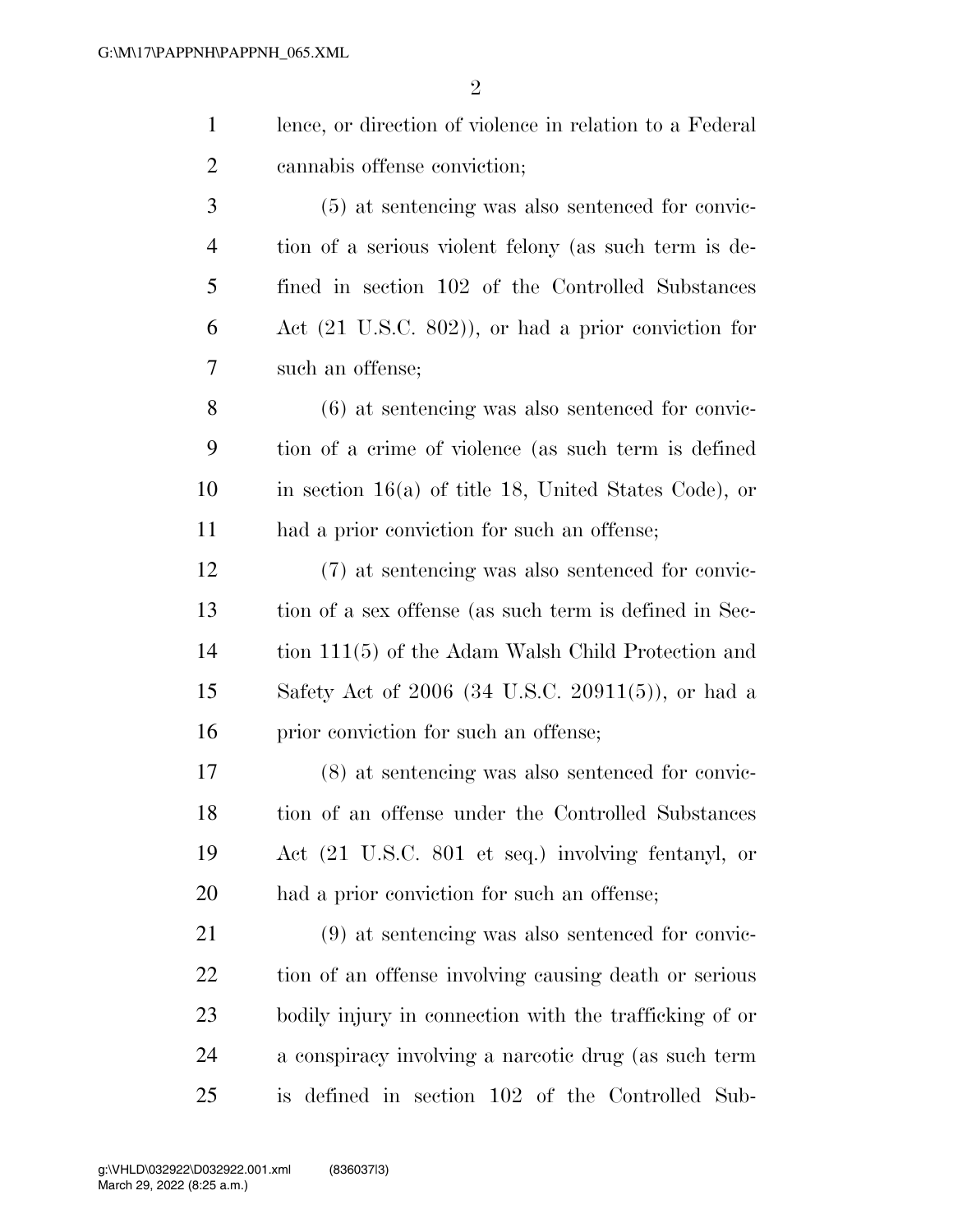lence, or direction of violence in relation to a Federal cannabis offense conviction;

(5) at sentencing was also sentenced for conviction of a serious violent felony (as such term is defined in section 102 of the Controlled Substances Act (21 U.S.C. 802)), or had a prior conviction for such an offense;

(6) at sentencing was also sentenced for conviction of a crime of violence (as such term is defined in section 16(a) of title 18, United States Code), or had a prior conviction for such an offense;

(7) at sentencing was also sentenced for conviction of a sex offense (as such term is defined in Section 111(5) of the Adam Walsh Child Protection and Safety Act of 2006 (34 U.S.C. 20911(5)), or had a prior conviction for such an offense;

(8) at sentencing was also sentenced for conviction of an offense under the Controlled Substances Act (21 U.S.C. 801 et seq.) involving fentanyl, or had a prior conviction for such an offense;

(9) at sentencing was also sentenced for conviction of an offense involving causing death or serious bodily injury in connection with the trafficking of or a conspiracy involving a narcotic drug (as such term is defined in section 102 of the Controlled Sub-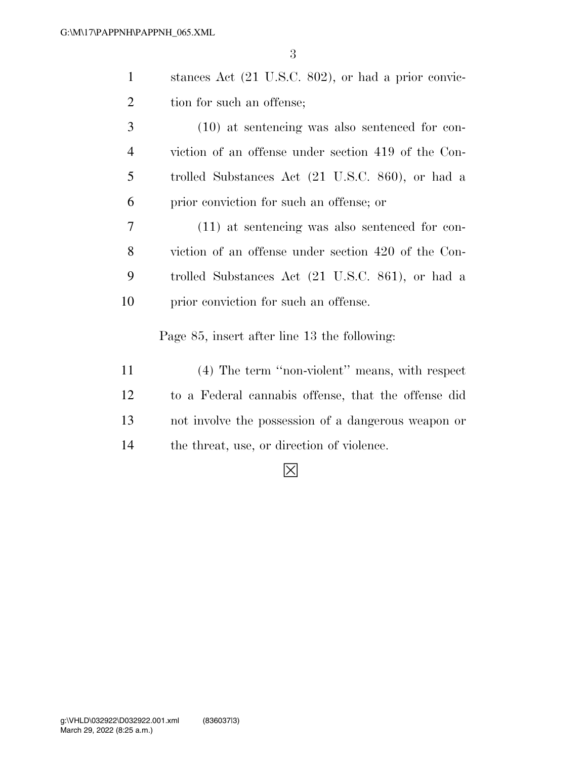stances Act (21 U.S.C. 802), or had a prior conviction for such an offense;

(10) at sentencing was also sentenced for conviction of an offense under section 419 of the Controlled Substances Act (21 U.S.C. 860), or had a prior conviction for such an offense; or

(11) at sentencing was also sentenced for conviction of an offense under section 420 of the Controlled Substances Act (21 U.S.C. 861), or had a prior conviction for such an offense.

Page 85, insert after line 13 the following:

(4) The term ''non-violent'' means, with respect to a Federal cannabis offense, that the offense did not involve the possession of a dangerous weapon or the threat, use, or direction of violence.